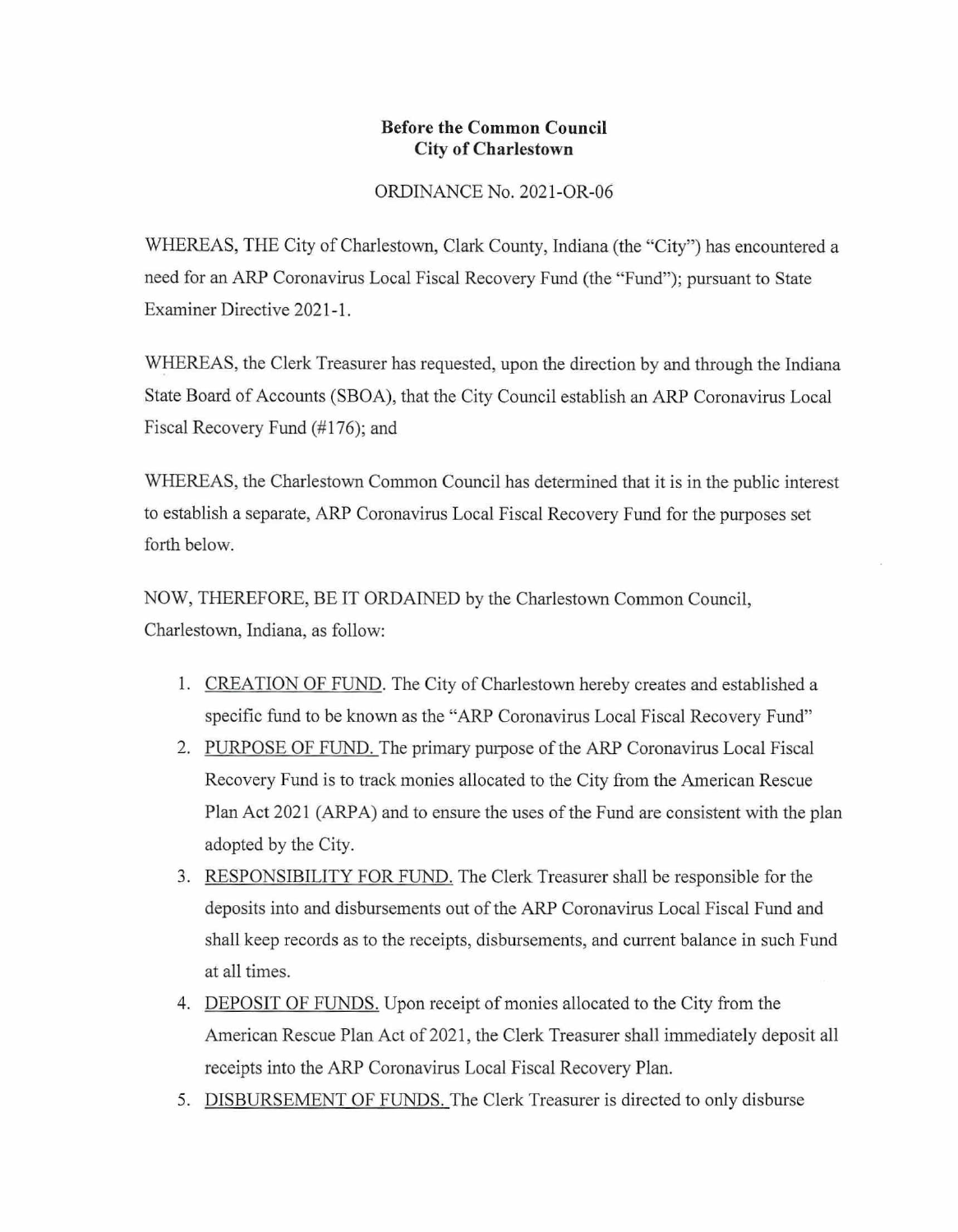**Before the Common Council**
**City of Charlestown**

ORDINANCE No. 2021-OR-06

WHEREAS, THE City of Charlestown, Clark County, Indiana (the "City") has encountered a need for an ARP Coronavirus Local Fiscal Recovery Fund (the "Fund"); pursuant to State Examiner Directive 2021-1.

WHEREAS, the Clerk Treasurer has requested, upon the direction by and through the Indiana State Board of Accounts (SBOA), that the City Council establish an ARP Coronavirus Local Fiscal Recovery Fund (#176); and

WHEREAS, the Charlestown Common Council has determined that it is in the public interest to establish a separate, ARP Coronavirus Local Fiscal Recovery Fund for the purposes set forth below.

NOW, THEREFORE, BE IT ORDAINED by the Charlestown Common Council, Charlestown, Indiana, as follow:

1. CREATION OF FUND. The City of Charlestown hereby creates and established a specific fund to be known as the "ARP Coronavirus Local Fiscal Recovery Fund"
2. PURPOSE OF FUND. The primary purpose of the ARP Coronavirus Local Fiscal Recovery Fund is to track monies allocated to the City from the American Rescue Plan Act 2021 (ARPA) and to ensure the uses of the Fund are consistent with the plan adopted by the City.
3. RESPONSIBILITY FOR FUND. The Clerk Treasurer shall be responsible for the deposits into and disbursements out of the ARP Coronavirus Local Fiscal Fund and shall keep records as to the receipts, disbursements, and current balance in such Fund at all times.
4. DEPOSIT OF FUNDS. Upon receipt of monies allocated to the City from the American Rescue Plan Act of 2021, the Clerk Treasurer shall immediately deposit all receipts into the ARP Coronavirus Local Fiscal Recovery Plan.
5. DISBURSEMENT OF FUNDS. The Clerk Treasurer is directed to only disburse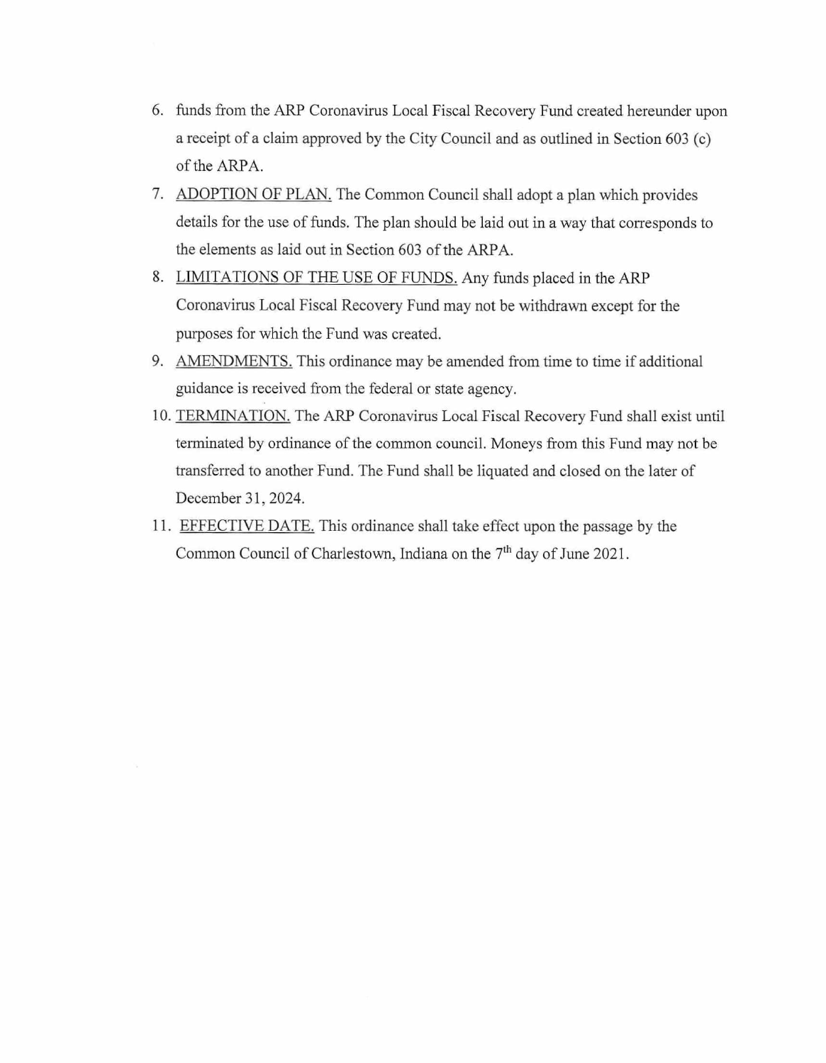6. funds from the ARP Coronavirus Local Fiscal Recovery Fund created hereunder upon a receipt of a claim approved by the City Council and as outlined in Section 603 (c) of the ARPA.
7. ADOPTION OF PLAN. The Common Council shall adopt a plan which provides details for the use of funds. The plan should be laid out in a way that corresponds to the elements as laid out in Section 603 of the ARPA.
8. LIMITATIONS OF THE USE OF FUNDS. Any funds placed in the ARP Coronavirus Local Fiscal Recovery Fund may not be withdrawn except for the purposes for which the Fund was created.
9. AMENDMENTS. This ordinance may be amended from time to time if additional guidance is received from the federal or state agency.
10. TERMINATION. The ARP Coronavirus Local Fiscal Recovery Fund shall exist until terminated by ordinance of the common council. Moneys from this Fund may not be transferred to another Fund. The Fund shall be liquated and closed on the later of December 31, 2024.
11. EFFECTIVE DATE. This ordinance shall take effect upon the passage by the Common Council of Charlestown, Indiana on the 7th day of June 2021.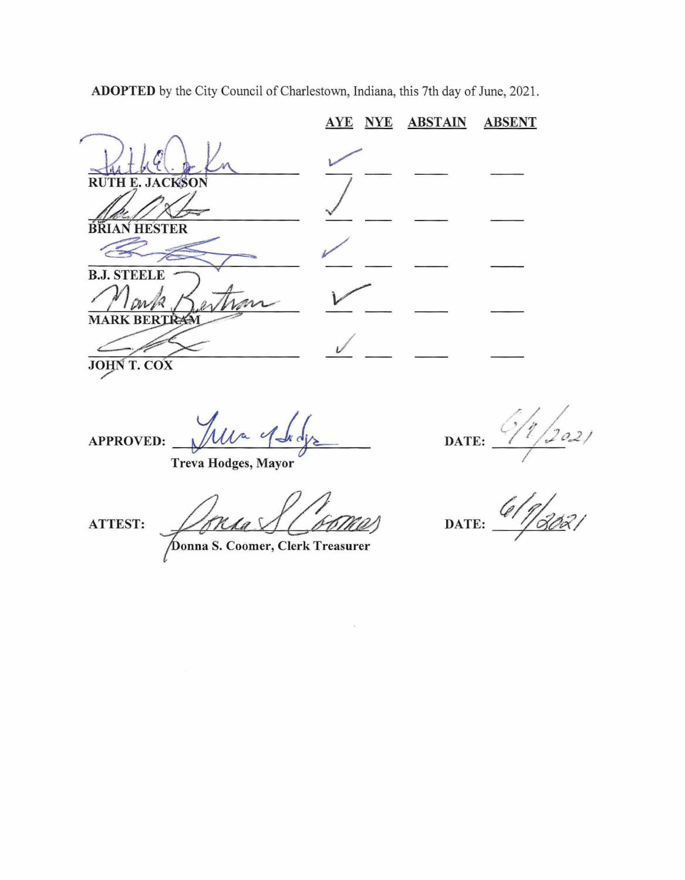**ADOPTED** by the City Council of Charlestown, Indiana, this 7th day of June, 2021.

| | AYE | NYE | ABSTAIN | ABSENT |
|---|---|---|---|---|
| RUTH E. JACKSON | ✓ | | | |
| BRIAN HESTER | ✓ | | | |
| B.J. STEELE | ✓ | | | |
| MARK BERTRAM | ✓ | | | |
| JOHN T. COX | ✓ | | | |

APPROVED: ______________________ DATE: 6/9/2021
Treva Hodges, Mayor

ATTEST: ______________________ DATE: 6/9/2021
Donna S. Coomer, Clerk Treasurer